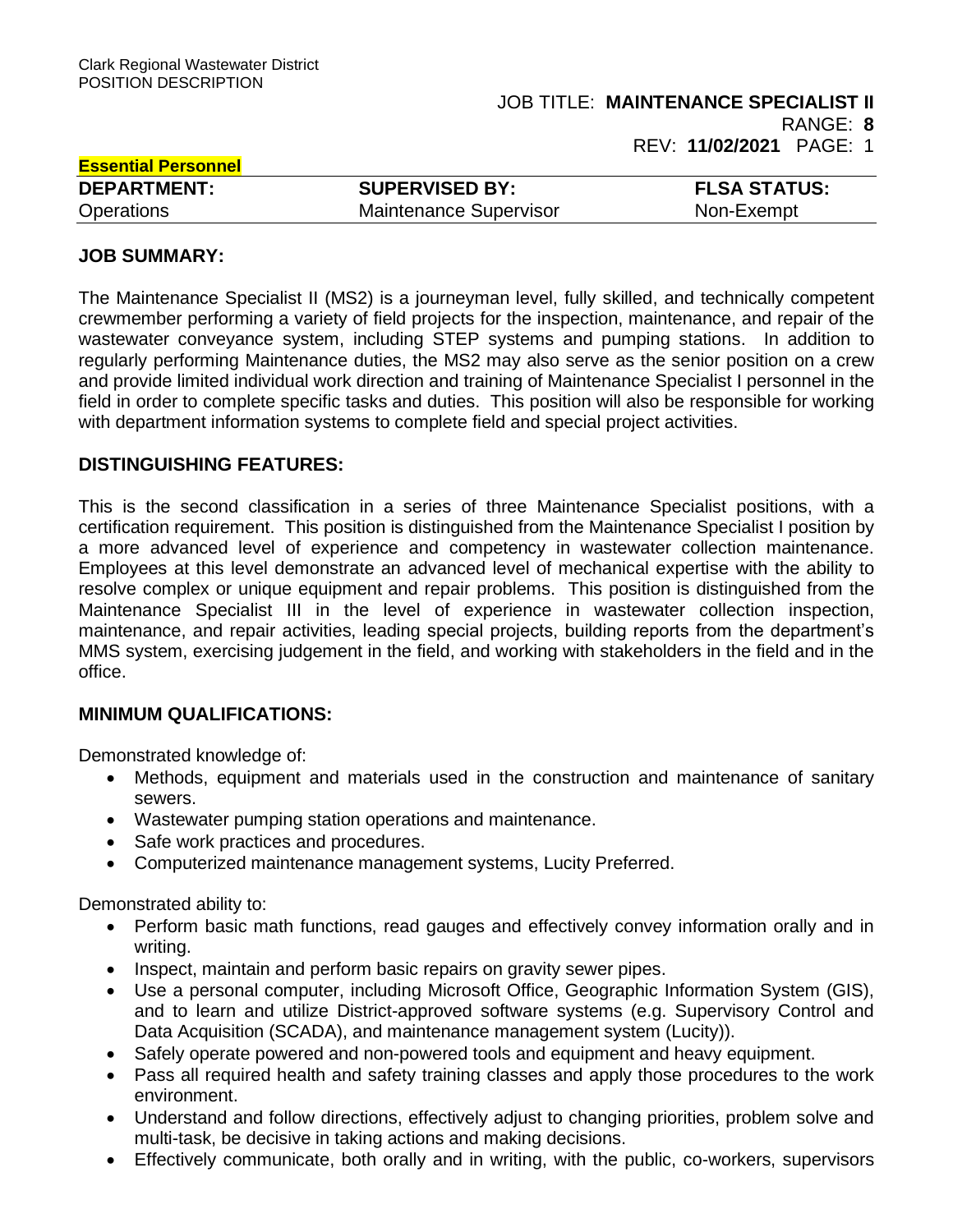Clark Regional Wastewater District
POSITION DESCRIPTION

JOB TITLE: **MAINTENANCE SPECIALIST II**
RANGE: **8**
REV: **11/02/2021**

**Essential Personnel**

| DEPARTMENT: | SUPERVISED BY: | FLSA STATUS: |
|---|---|---|
| Operations | Maintenance Supervisor | Non-Exempt |

## JOB SUMMARY:

The Maintenance Specialist II (MS2) is a journeyman level, fully skilled, and technically competent crewmember performing a variety of field projects for the inspection, maintenance, and repair of the wastewater conveyance system, including STEP systems and pumping stations. In addition to regularly performing Maintenance duties, the MS2 may also serve as the senior position on a crew and provide limited individual work direction and training of Maintenance Specialist I personnel in the field in order to complete specific tasks and duties. This position will also be responsible for working with department information systems to complete field and special project activities.

## DISTINGUISHING FEATURES:

This is the second classification in a series of three Maintenance Specialist positions, with a certification requirement. This position is distinguished from the Maintenance Specialist I position by a more advanced level of experience and competency in wastewater collection maintenance. Employees at this level demonstrate an advanced level of mechanical expertise with the ability to resolve complex or unique equipment and repair problems. This position is distinguished from the Maintenance Specialist III in the level of experience in wastewater collection inspection, maintenance, and repair activities, leading special projects, building reports from the department's MMS system, exercising judgement in the field, and working with stakeholders in the field and in the office.

## MINIMUM QUALIFICATIONS:

Demonstrated knowledge of:

- Methods, equipment and materials used in the construction and maintenance of sanitary sewers.
- Wastewater pumping station operations and maintenance.
- Safe work practices and procedures.
- Computerized maintenance management systems, Lucity Preferred.

Demonstrated ability to:

- Perform basic math functions, read gauges and effectively convey information orally and in writing.
- Inspect, maintain and perform basic repairs on gravity sewer pipes.
- Use a personal computer, including Microsoft Office, Geographic Information System (GIS), and to learn and utilize District-approved software systems (e.g. Supervisory Control and Data Acquisition (SCADA), and maintenance management system (Lucity)).
- Safely operate powered and non-powered tools and equipment and heavy equipment.
- Pass all required health and safety training classes and apply those procedures to the work environment.
- Understand and follow directions, effectively adjust to changing priorities, problem solve and multi-task, be decisive in taking actions and making decisions.
- Effectively communicate, both orally and in writing, with the public, co-workers, supervisors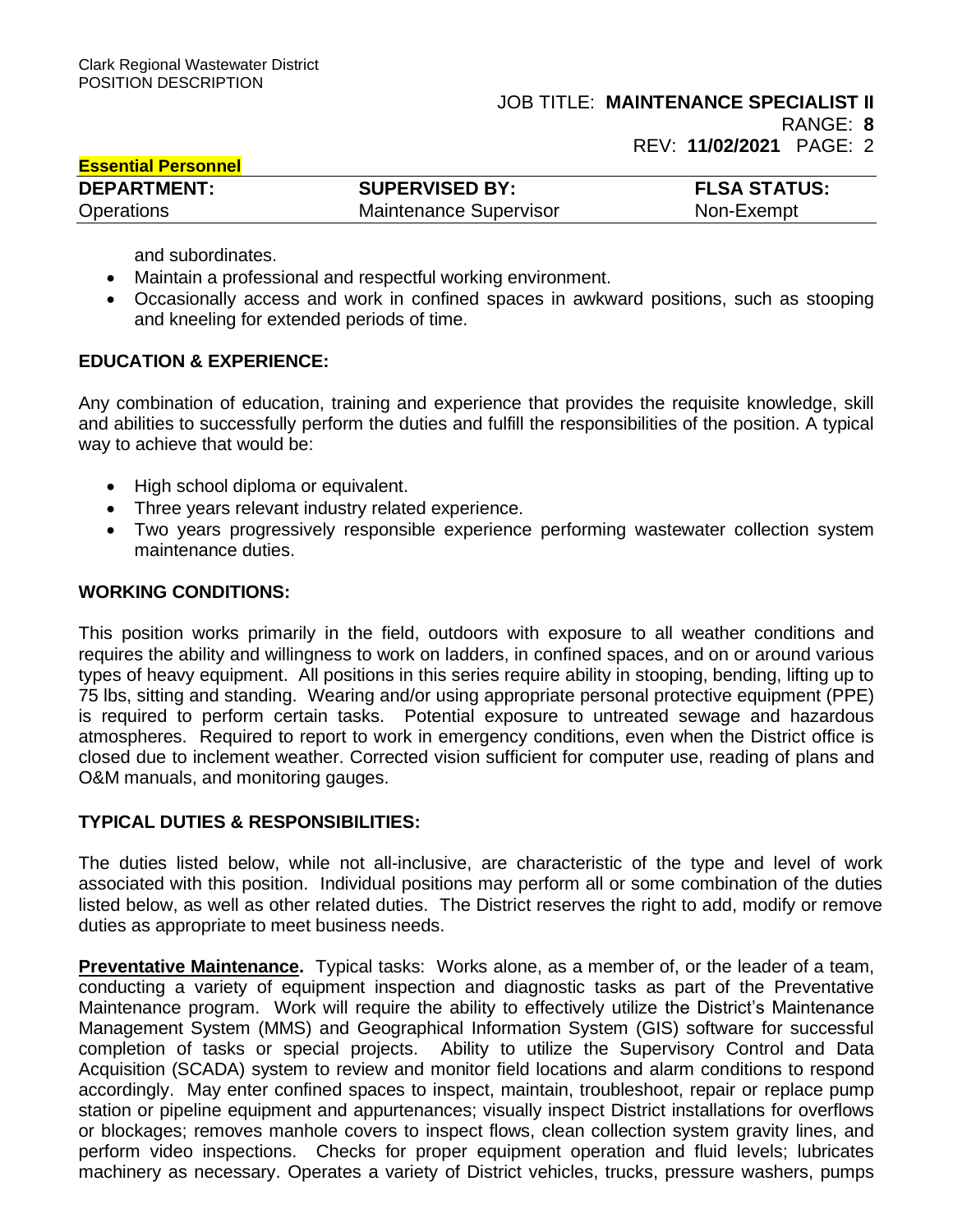**Essential Personnel**

| DEPARTMENT: | SUPERVISED BY: | FLSA STATUS: |
|---|---|---|
| Operations | Maintenance Supervisor | Non-Exempt |

and subordinates.

- Maintain a professional and respectful working environment.
- Occasionally access and work in confined spaces in awkward positions, such as stooping and kneeling for extended periods of time.

**EDUCATION & EXPERIENCE:**

Any combination of education, training and experience that provides the requisite knowledge, skill and abilities to successfully perform the duties and fulfill the responsibilities of the position. A typical way to achieve that would be:

- High school diploma or equivalent.
- Three years relevant industry related experience.
- Two years progressively responsible experience performing wastewater collection system maintenance duties.

**WORKING CONDITIONS:**

This position works primarily in the field, outdoors with exposure to all weather conditions and requires the ability and willingness to work on ladders, in confined spaces, and on or around various types of heavy equipment. All positions in this series require ability in stooping, bending, lifting up to 75 lbs, sitting and standing. Wearing and/or using appropriate personal protective equipment (PPE) is required to perform certain tasks. Potential exposure to untreated sewage and hazardous atmospheres. Required to report to work in emergency conditions, even when the District office is closed due to inclement weather. Corrected vision sufficient for computer use, reading of plans and O&M manuals, and monitoring gauges.

**TYPICAL DUTIES & RESPONSIBILITIES:**

The duties listed below, while not all-inclusive, are characteristic of the type and level of work associated with this position. Individual positions may perform all or some combination of the duties listed below, as well as other related duties. The District reserves the right to add, modify or remove duties as appropriate to meet business needs.

**Preventative Maintenance.** Typical tasks: Works alone, as a member of, or the leader of a team, conducting a variety of equipment inspection and diagnostic tasks as part of the Preventative Maintenance program. Work will require the ability to effectively utilize the District's Maintenance Management System (MMS) and Geographical Information System (GIS) software for successful completion of tasks or special projects. Ability to utilize the Supervisory Control and Data Acquisition (SCADA) system to review and monitor field locations and alarm conditions to respond accordingly. May enter confined spaces to inspect, maintain, troubleshoot, repair or replace pump station or pipeline equipment and appurtenances; visually inspect District installations for overflows or blockages; removes manhole covers to inspect flows, clean collection system gravity lines, and perform video inspections. Checks for proper equipment operation and fluid levels; lubricates machinery as necessary. Operates a variety of District vehicles, trucks, pressure washers, pumps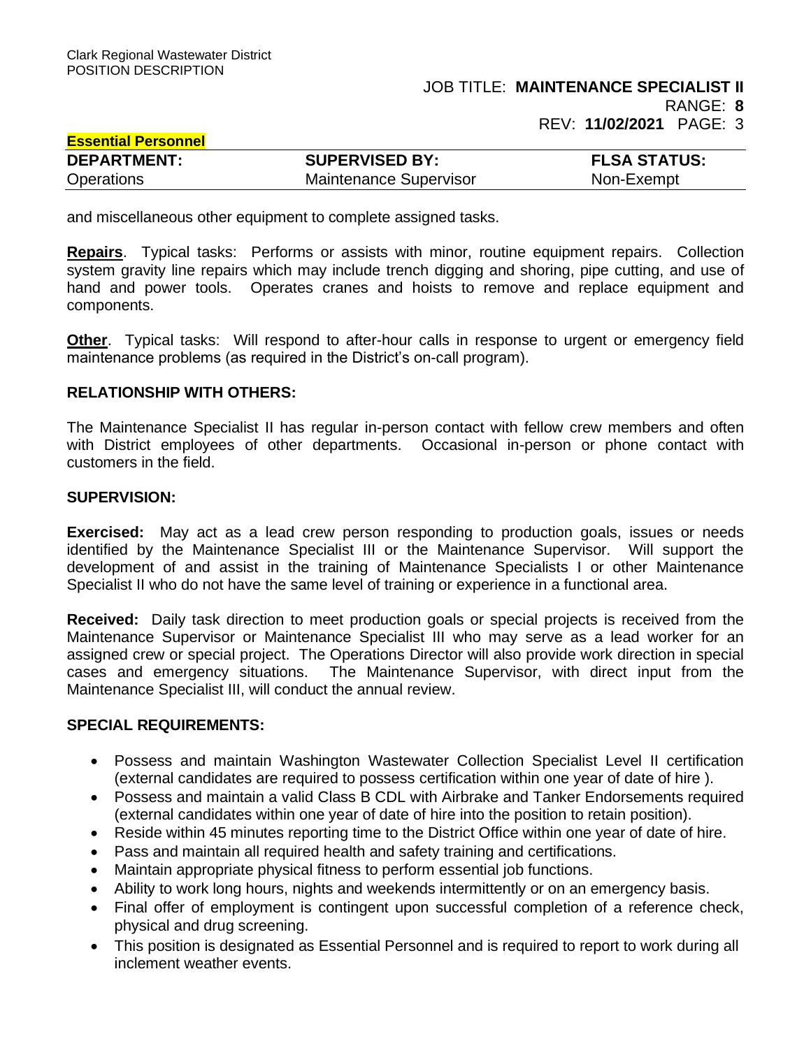and miscellaneous other equipment to complete assigned tasks.

**Repairs**. Typical tasks: Performs or assists with minor, routine equipment repairs. Collection system gravity line repairs which may include trench digging and shoring, pipe cutting, and use of hand and power tools. Operates cranes and hoists to remove and replace equipment and components.

**Other**. Typical tasks: Will respond to after-hour calls in response to urgent or emergency field maintenance problems (as required in the District's on-call program).

## RELATIONSHIP WITH OTHERS:

The Maintenance Specialist II has regular in-person contact with fellow crew members and often with District employees of other departments. Occasional in-person or phone contact with customers in the field.

## SUPERVISION:

**Exercised:** May act as a lead crew person responding to production goals, issues or needs identified by the Maintenance Specialist III or the Maintenance Supervisor. Will support the development of and assist in the training of Maintenance Specialists I or other Maintenance Specialist II who do not have the same level of training or experience in a functional area.

**Received:** Daily task direction to meet production goals or special projects is received from the Maintenance Supervisor or Maintenance Specialist III who may serve as a lead worker for an assigned crew or special project. The Operations Director will also provide work direction in special cases and emergency situations. The Maintenance Supervisor, with direct input from the Maintenance Specialist III, will conduct the annual review.

## SPECIAL REQUIREMENTS:

- Possess and maintain Washington Wastewater Collection Specialist Level II certification (external candidates are required to possess certification within one year of date of hire ).
- Possess and maintain a valid Class B CDL with Airbrake and Tanker Endorsements required (external candidates within one year of date of hire into the position to retain position).
- Reside within 45 minutes reporting time to the District Office within one year of date of hire.
- Pass and maintain all required health and safety training and certifications.
- Maintain appropriate physical fitness to perform essential job functions.
- Ability to work long hours, nights and weekends intermittently or on an emergency basis.
- Final offer of employment is contingent upon successful completion of a reference check, physical and drug screening.
- This position is designated as Essential Personnel and is required to report to work during all inclement weather events.